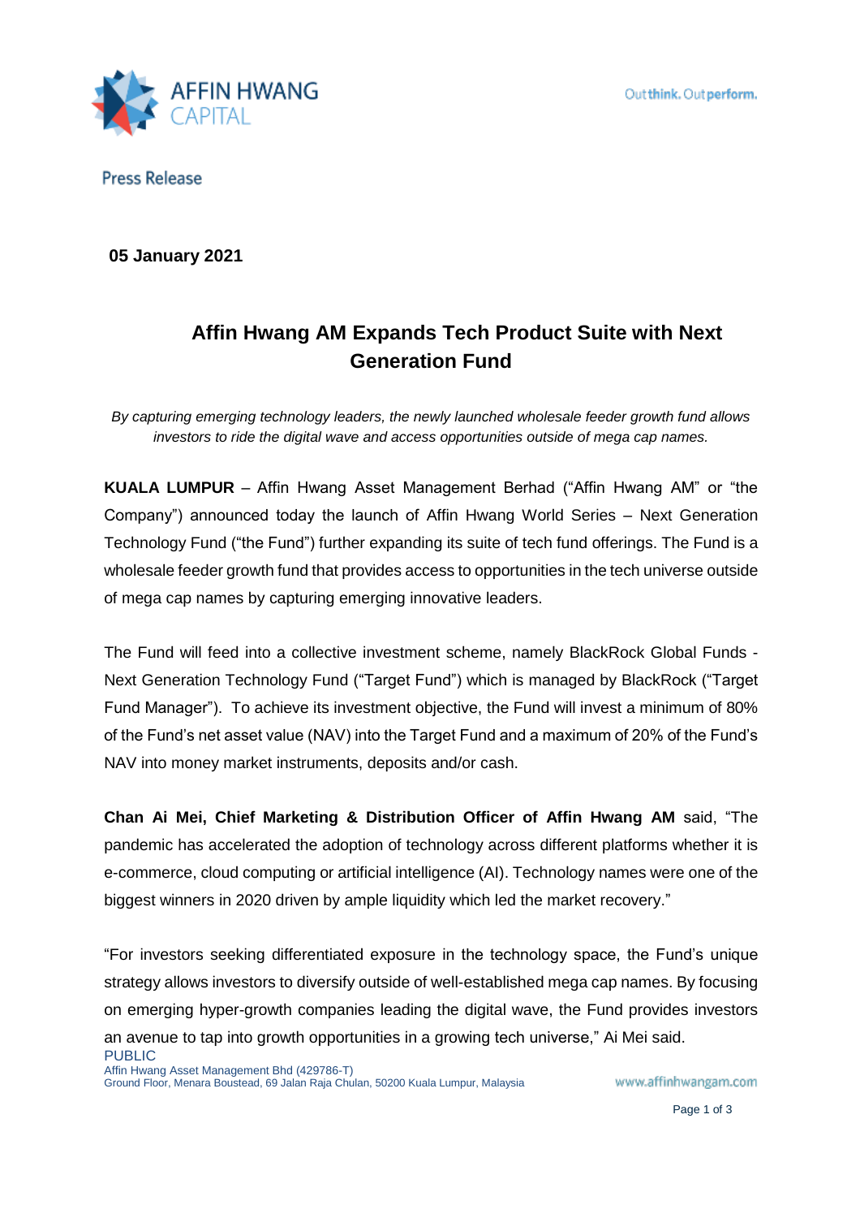Press Release

**05 January 2021**

# Affin Hwang AM Expands Tech Product Suite with Next Generation Fund

*By capturing emerging technology leaders, the newly launched wholesale feeder growth fund allows investors to ride the digital wave and access opportunities outside of mega cap names.*

**KUALA LUMPUR** – Affin Hwang Asset Management Berhad ("Affin Hwang AM" or "the Company") announced today the launch of Affin Hwang World Series – Next Generation Technology Fund ("the Fund") further expanding its suite of tech fund offerings. The Fund is a wholesale feeder growth fund that provides access to opportunities in the tech universe outside of mega cap names by capturing emerging innovative leaders.

The Fund will feed into a collective investment scheme, namely BlackRock Global Funds - Next Generation Technology Fund ("Target Fund") which is managed by BlackRock ("Target Fund Manager"). To achieve its investment objective, the Fund will invest a minimum of 80% of the Fund's net asset value (NAV) into the Target Fund and a maximum of 20% of the Fund's NAV into money market instruments, deposits and/or cash.

**Chan Ai Mei, Chief Marketing & Distribution Officer of Affin Hwang AM** said, "The pandemic has accelerated the adoption of technology across different platforms whether it is e-commerce, cloud computing or artificial intelligence (AI). Technology names were one of the biggest winners in 2020 driven by ample liquidity which led the market recovery."

"For investors seeking differentiated exposure in the technology space, the Fund's unique strategy allows investors to diversify outside of well-established mega cap names. By focusing on emerging hyper-growth companies leading the digital wave, the Fund provides investors an avenue to tap into growth opportunities in a growing tech universe," Ai Mei said.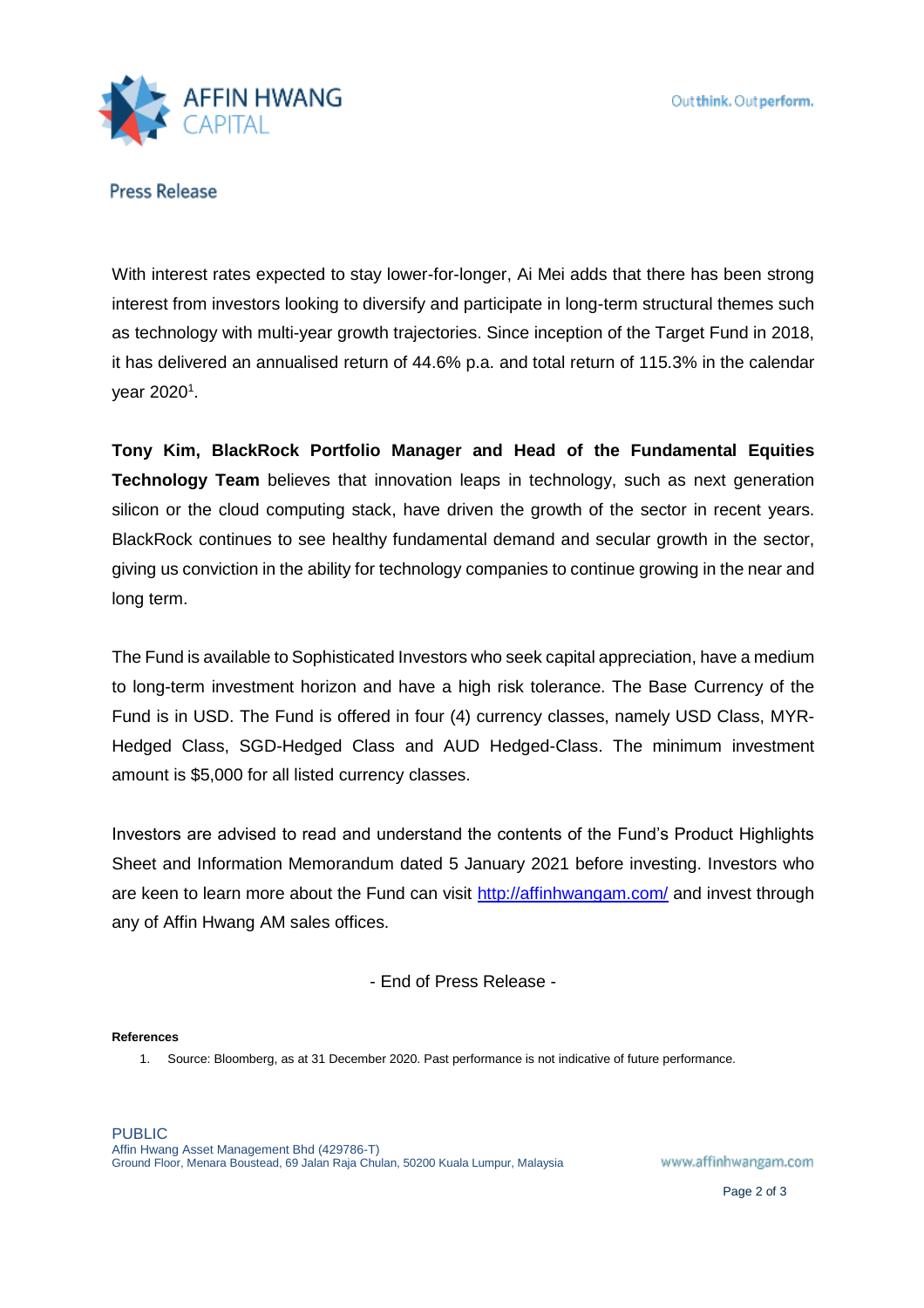With interest rates expected to stay lower-for-longer, Ai Mei adds that there has been strong interest from investors looking to diversify and participate in long-term structural themes such as technology with multi-year growth trajectories. Since inception of the Target Fund in 2018, it has delivered an annualised return of 44.6% p.a. and total return of 115.3% in the calendar year 2020[1].

**Tony Kim, BlackRock Portfolio Manager and Head of the Fundamental Equities Technology Team** believes that innovation leaps in technology, such as next generation silicon or the cloud computing stack, have driven the growth of the sector in recent years. BlackRock continues to see healthy fundamental demand and secular growth in the sector, giving us conviction in the ability for technology companies to continue growing in the near and long term.

The Fund is available to Sophisticated Investors who seek capital appreciation, have a medium to long-term investment horizon and have a high risk tolerance. The Base Currency of the Fund is in USD. The Fund is offered in four (4) currency classes, namely USD Class, MYR-Hedged Class, SGD-Hedged Class and AUD Hedged-Class. The minimum investment amount is $5,000 for all listed currency classes.

Investors are advised to read and understand the contents of the Fund's Product Highlights Sheet and Information Memorandum dated 5 January 2021 before investing. Investors who are keen to learn more about the Fund can visit [http://affinhwangam.com/](http://affinhwangam.com/) and invest through any of Affin Hwang AM sales offices.

- End of Press Release -

**References**

1. Source: Bloomberg, as at 31 December 2020. Past performance is not indicative of future performance.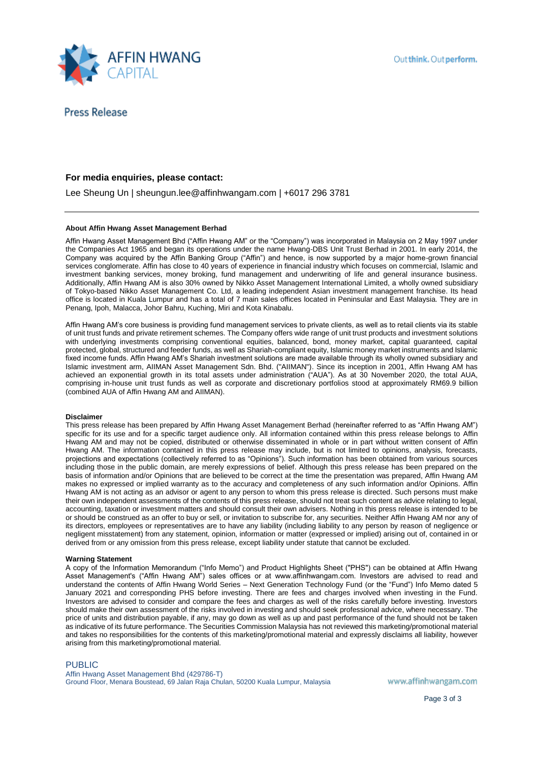Press Release

**For media enquiries, please contact:**

Lee Sheung Un | sheungun.lee@affinhwangam.com | +6017 296 3781

---

**About Affin Hwang Asset Management Berhad**

Affin Hwang Asset Management Bhd ("Affin Hwang AM" or the "Company") was incorporated in Malaysia on 2 May 1997 under the Companies Act 1965 and began its operations under the name Hwang-DBS Unit Trust Berhad in 2001. In early 2014, the Company was acquired by the Affin Banking Group ("Affin") and hence, is now supported by a major home-grown financial services conglomerate. Affin has close to 40 years of experience in financial industry which focuses on commercial, Islamic and investment banking services, money broking, fund management and underwriting of life and general insurance business. Additionally, Affin Hwang AM is also 30% owned by Nikko Asset Management International Limited, a wholly owned subsidiary of Tokyo-based Nikko Asset Management Co. Ltd, a leading independent Asian investment management franchise. Its head office is located in Kuala Lumpur and has a total of 7 main sales offices located in Peninsular and East Malaysia. They are in Penang, Ipoh, Malacca, Johor Bahru, Kuching, Miri and Kota Kinabalu.

Affin Hwang AM's core business is providing fund management services to private clients, as well as to retail clients via its stable of unit trust funds and private retirement schemes. The Company offers wide range of unit trust products and investment solutions with underlying investments comprising conventional equities, balanced, bond, money market, capital guaranteed, capital protected, global, structured and feeder funds, as well as Shariah-compliant equity, Islamic money market instruments and Islamic fixed income funds. Affin Hwang AM's Shariah investment solutions are made available through its wholly owned subsidiary and Islamic investment arm, AIIMAN Asset Management Sdn. Bhd. ("AIIMAN"). Since its inception in 2001, Affin Hwang AM has achieved an exponential growth in its total assets under administration ("AUA"). As at 30 November 2020, the total AUA, comprising in-house unit trust funds as well as corporate and discretionary portfolios stood at approximately RM69.9 billion (combined AUA of Affin Hwang AM and AIIMAN).

**Disclaimer**

This press release has been prepared by Affin Hwang Asset Management Berhad (hereinafter referred to as "Affin Hwang AM") specific for its use and for a specific target audience only. All information contained within this press release belongs to Affin Hwang AM and may not be copied, distributed or otherwise disseminated in whole or in part without written consent of Affin Hwang AM. The information contained in this press release may include, but is not limited to opinions, analysis, forecasts, projections and expectations (collectively referred to as "Opinions"). Such information has been obtained from various sources including those in the public domain, are merely expressions of belief. Although this press release has been prepared on the basis of information and/or Opinions that are believed to be correct at the time the presentation was prepared, Affin Hwang AM makes no expressed or implied warranty as to the accuracy and completeness of any such information and/or Opinions. Affin Hwang AM is not acting as an advisor or agent to any person to whom this press release is directed. Such persons must make their own independent assessments of the contents of this press release, should not treat such content as advice relating to legal, accounting, taxation or investment matters and should consult their own advisers. Nothing in this press release is intended to be or should be construed as an offer to buy or sell, or invitation to subscribe for, any securities. Neither Affin Hwang AM nor any of its directors, employees or representatives are to have any liability (including liability to any person by reason of negligence or negligent misstatement) from any statement, opinion, information or matter (expressed or implied) arising out of, contained in or derived from or any omission from this press release, except liability under statute that cannot be excluded.

**Warning Statement**

A copy of the Information Memorandum ("Info Memo") and Product Highlights Sheet ("PHS") can be obtained at Affin Hwang Asset Management's ("Affin Hwang AM") sales offices or at www.affinhwangam.com. Investors are advised to read and understand the contents of Affin Hwang World Series – Next Generation Technology Fund (or the "Fund") Info Memo dated 5 January 2021 and corresponding PHS before investing. There are fees and charges involved when investing in the Fund. Investors are advised to consider and compare the fees and charges as well of the risks carefully before investing. Investors should make their own assessment of the risks involved in investing and should seek professional advice, where necessary. The price of units and distribution payable, if any, may go down as well as up and past performance of the fund should not be taken as indicative of its future performance. The Securities Commission Malaysia has not reviewed this marketing/promotional material and takes no responsibilities for the contents of this marketing/promotional material and expressly disclaims all liability, however arising from this marketing/promotional material.

PUBLIC

Affin Hwang Asset Management Bhd (429786-T)
Ground Floor, Menara Boustead, 69 Jalan Raja Chulan, 50200 Kuala Lumpur, Malaysia